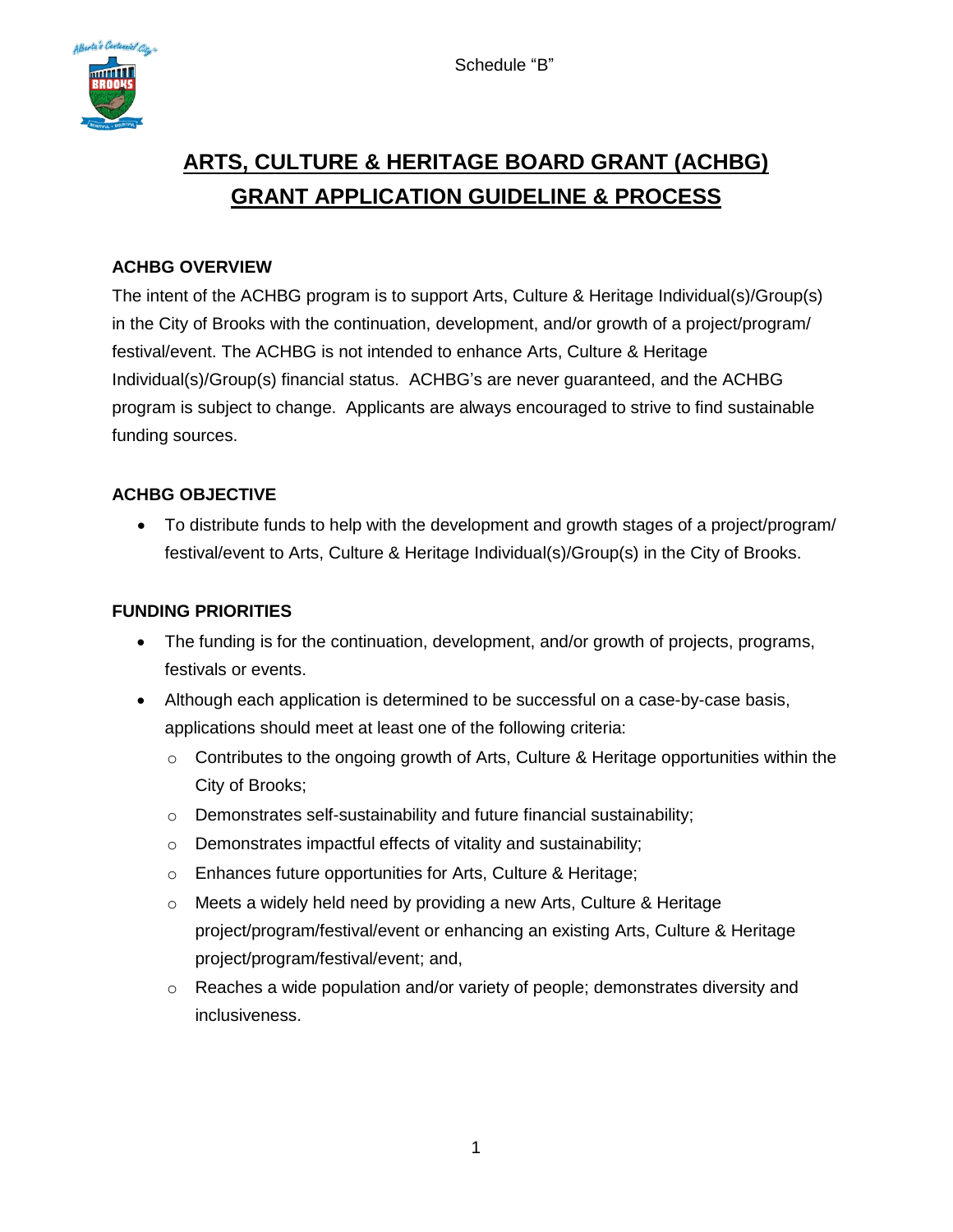Schedule "B"

# ARTS, CULTURE & HERITAGE BOARD GRANT (ACHBG) GRANT APPLICATION GUIDELINE & PROCESS

## ACHBG OVERVIEW

The intent of the ACHBG program is to support Arts, Culture & Heritage Individual(s)/Group(s) in the City of Brooks with the continuation, development, and/or growth of a project/program/festival/event. The ACHBG is not intended to enhance Arts, Culture & Heritage Individual(s)/Group(s) financial status. ACHBG's are never guaranteed, and the ACHBG program is subject to change. Applicants are always encouraged to strive to find sustainable funding sources.

## ACHBG OBJECTIVE

- To distribute funds to help with the development and growth stages of a project/program/festival/event to Arts, Culture & Heritage Individual(s)/Group(s) in the City of Brooks.

## FUNDING PRIORITIES

- The funding is for the continuation, development, and/or growth of projects, programs, festivals or events.
- Although each application is determined to be successful on a case-by-case basis, applications should meet at least one of the following criteria:
  - Contributes to the ongoing growth of Arts, Culture & Heritage opportunities within the City of Brooks;
  - Demonstrates self-sustainability and future financial sustainability;
  - Demonstrates impactful effects of vitality and sustainability;
  - Enhances future opportunities for Arts, Culture & Heritage;
  - Meets a widely held need by providing a new Arts, Culture & Heritage project/program/festival/event or enhancing an existing Arts, Culture & Heritage project/program/festival/event; and,
  - Reaches a wide population and/or variety of people; demonstrates diversity and inclusiveness.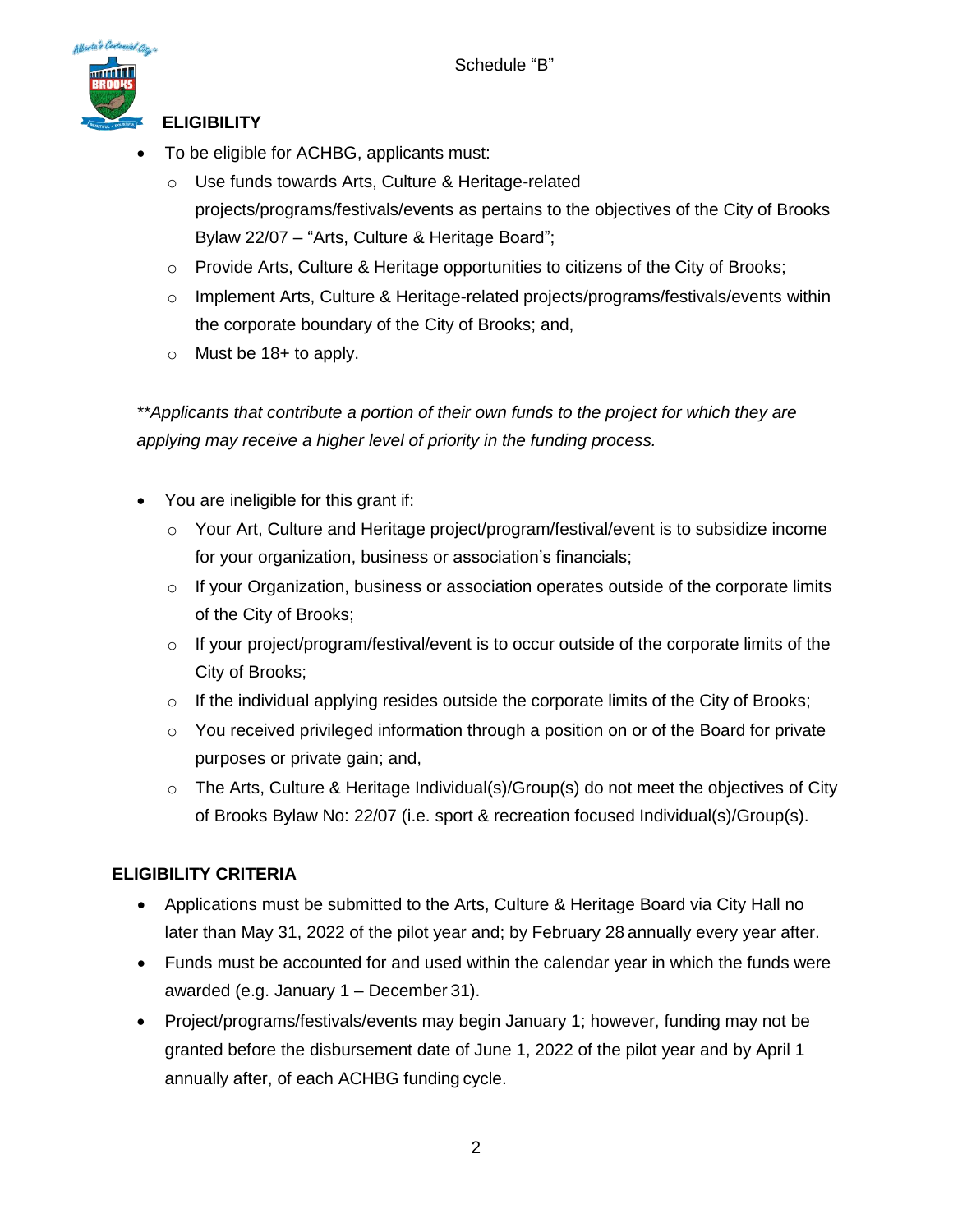Schedule "B"

## ELIGIBILITY

- To be eligible for ACHBG, applicants must:
  - Use funds towards Arts, Culture & Heritage-related projects/programs/festivals/events as pertains to the objectives of the City of Brooks Bylaw 22/07 – "Arts, Culture & Heritage Board";
  - Provide Arts, Culture & Heritage opportunities to citizens of the City of Brooks;
  - Implement Arts, Culture & Heritage-related projects/programs/festivals/events within the corporate boundary of the City of Brooks; and,
  - Must be 18+ to apply.

*\*\*Applicants that contribute a portion of their own funds to the project for which they are applying may receive a higher level of priority in the funding process.*

- You are ineligible for this grant if:
  - Your Art, Culture and Heritage project/program/festival/event is to subsidize income for your organization, business or association's financials;
  - If your Organization, business or association operates outside of the corporate limits of the City of Brooks;
  - If your project/program/festival/event is to occur outside of the corporate limits of the City of Brooks;
  - If the individual applying resides outside the corporate limits of the City of Brooks;
  - You received privileged information through a position on or of the Board for private purposes or private gain; and,
  - The Arts, Culture & Heritage Individual(s)/Group(s) do not meet the objectives of City of Brooks Bylaw No: 22/07 (i.e. sport & recreation focused Individual(s)/Group(s).

## ELIGIBILITY CRITERIA

- Applications must be submitted to the Arts, Culture & Heritage Board via City Hall no later than May 31, 2022 of the pilot year and; by February 28 annually every year after.
- Funds must be accounted for and used within the calendar year in which the funds were awarded (e.g. January 1 – December 31).
- Project/programs/festivals/events may begin January 1; however, funding may not be granted before the disbursement date of June 1, 2022 of the pilot year and by April 1 annually after, of each ACHBG funding cycle.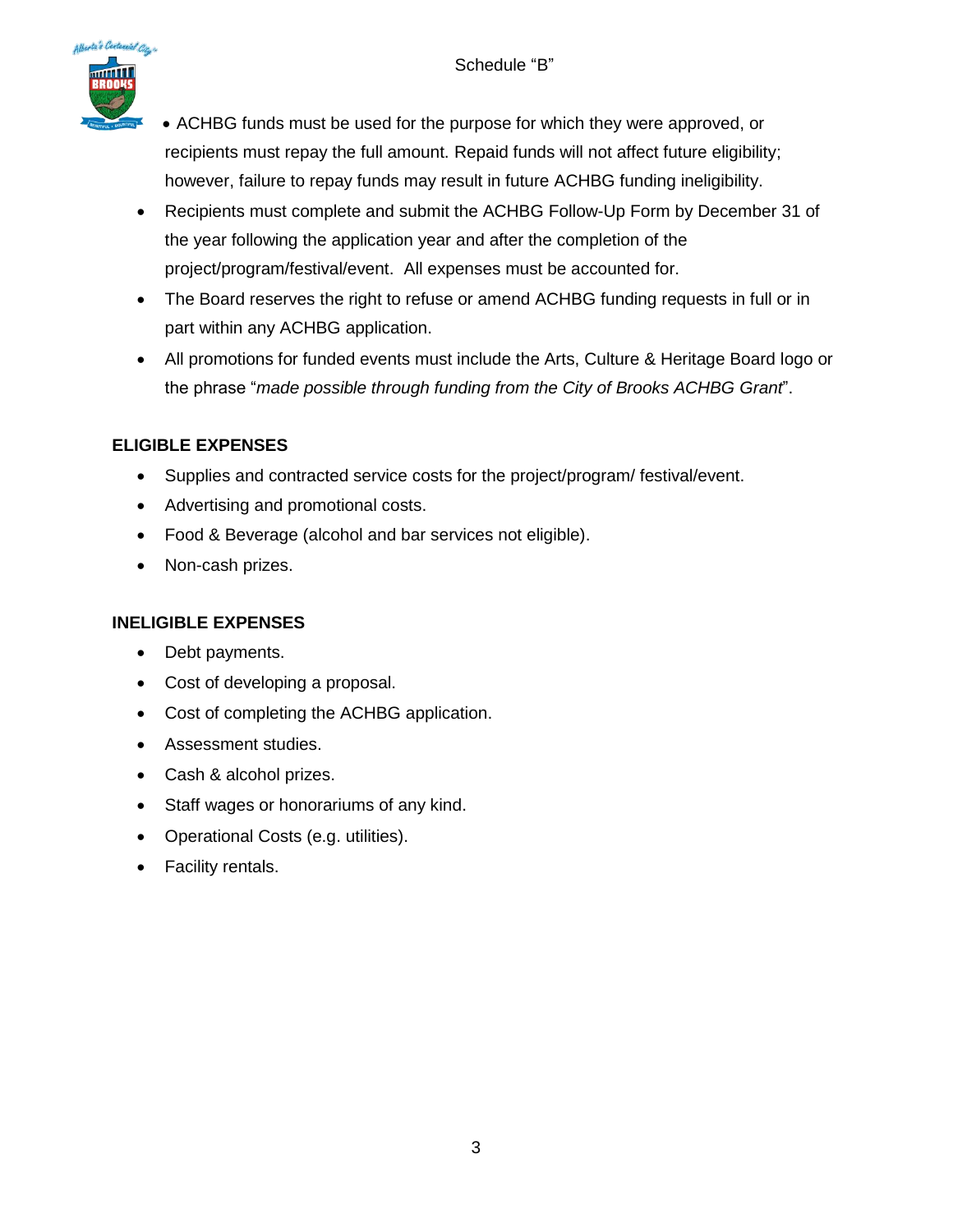Schedule "B"

- ACHBG funds must be used for the purpose for which they were approved, or recipients must repay the full amount. Repaid funds will not affect future eligibility; however, failure to repay funds may result in future ACHBG funding ineligibility.
- Recipients must complete and submit the ACHBG Follow-Up Form by December 31 of the year following the application year and after the completion of the project/program/festival/event. All expenses must be accounted for.
- The Board reserves the right to refuse or amend ACHBG funding requests in full or in part within any ACHBG application.
- All promotions for funded events must include the Arts, Culture & Heritage Board logo or the phrase "*made possible through funding from the City of Brooks ACHBG Grant*".

**ELIGIBLE EXPENSES**

- Supplies and contracted service costs for the project/program/ festival/event.
- Advertising and promotional costs.
- Food & Beverage (alcohol and bar services not eligible).
- Non-cash prizes.

**INELIGIBLE EXPENSES**

- Debt payments.
- Cost of developing a proposal.
- Cost of completing the ACHBG application.
- Assessment studies.
- Cash & alcohol prizes.
- Staff wages or honorariums of any kind.
- Operational Costs (e.g. utilities).
- Facility rentals.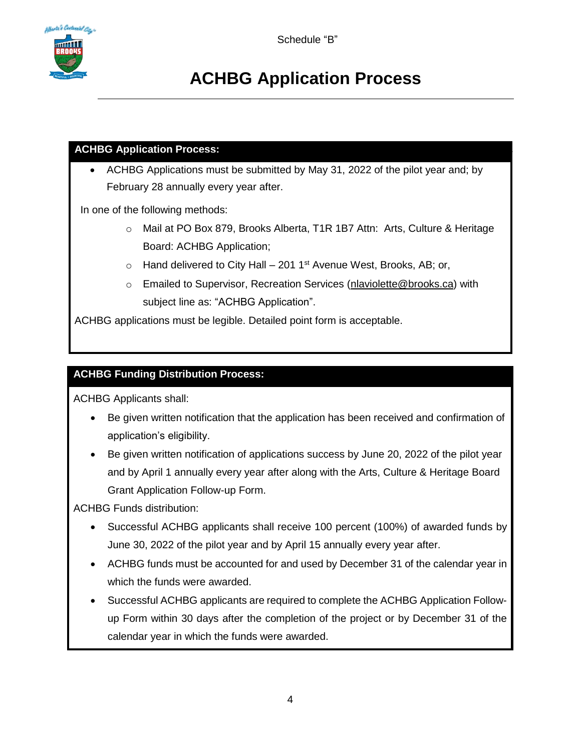Schedule "B"

# ACHBG Application Process

## ACHBG Application Process:

- ACHBG Applications must be submitted by May 31, 2022 of the pilot year and; by February 28 annually every year after.

In one of the following methods:

  - Mail at PO Box 879, Brooks Alberta, T1R 1B7 Attn: Arts, Culture & Heritage Board: ACHBG Application;
  - Hand delivered to City Hall – 201 1st Avenue West, Brooks, AB; or,
  - Emailed to Supervisor, Recreation Services (nlaviolette@brooks.ca) with subject line as: "ACHBG Application".

ACHBG applications must be legible. Detailed point form is acceptable.

## ACHBG Funding Distribution Process:

ACHBG Applicants shall:

- Be given written notification that the application has been received and confirmation of application's eligibility.
- Be given written notification of applications success by June 20, 2022 of the pilot year and by April 1 annually every year after along with the Arts, Culture & Heritage Board Grant Application Follow-up Form.

ACHBG Funds distribution:

- Successful ACHBG applicants shall receive 100 percent (100%) of awarded funds by June 30, 2022 of the pilot year and by April 15 annually every year after.
- ACHBG funds must be accounted for and used by December 31 of the calendar year in which the funds were awarded.
- Successful ACHBG applicants are required to complete the ACHBG Application Follow-up Form within 30 days after the completion of the project or by December 31 of the calendar year in which the funds were awarded.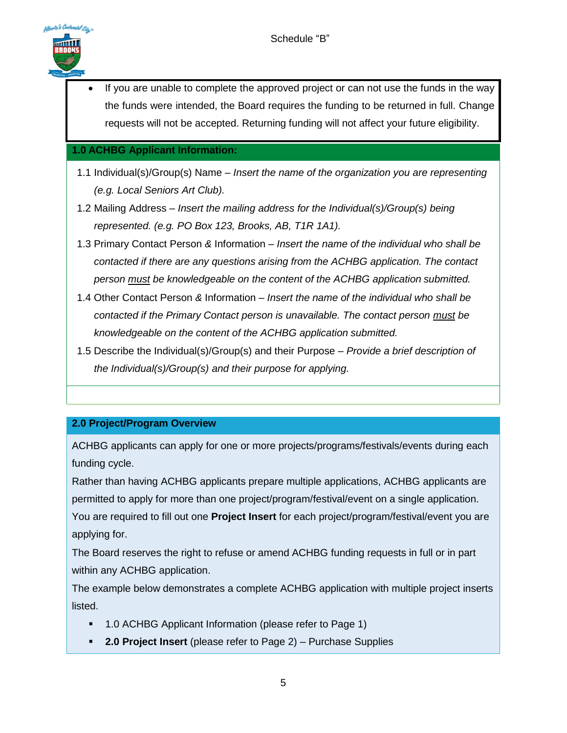Schedule “B”

- If you are unable to complete the approved project or can not use the funds in the way the funds were intended, the Board requires the funding to be returned in full. Change requests will not be accepted. Returning funding will not affect your future eligibility.

## 1.0 ACHBG Applicant Information:

1.1 Individual(s)/Group(s) Name – *Insert the name of the organization you are representing (e.g. Local Seniors Art Club).*

1.2 Mailing Address – *Insert the mailing address for the Individual(s)/Group(s) being represented. (e.g. PO Box 123, Brooks, AB, T1R 1A1).*

1.3 Primary Contact Person & Information – *Insert the name of the individual who shall be contacted if there are any questions arising from the ACHBG application. The contact person <u>must</u> be knowledgeable on the content of the ACHBG application submitted.*

1.4 Other Contact Person & Information – *Insert the name of the individual who shall be contacted if the Primary Contact person is unavailable. The contact person <u>must</u> be knowledgeable on the content of the ACHBG application submitted.*

1.5 Describe the Individual(s)/Group(s) and their Purpose – *Provide a brief description of the Individual(s)/Group(s) and their purpose for applying.*

## 2.0 Project/Program Overview

ACHBG applicants can apply for one or more projects/programs/festivals/events during each funding cycle.

Rather than having ACHBG applicants prepare multiple applications, ACHBG applicants are permitted to apply for more than one project/program/festival/event on a single application.

You are required to fill out one **Project Insert** for each project/program/festival/event you are applying for.

The Board reserves the right to refuse or amend ACHBG funding requests in full or in part within any ACHBG application.

The example below demonstrates a complete ACHBG application with multiple project inserts listed.

- 1.0 ACHBG Applicant Information (please refer to Page 1)
- **2.0 Project Insert** (please refer to Page 2) – Purchase Supplies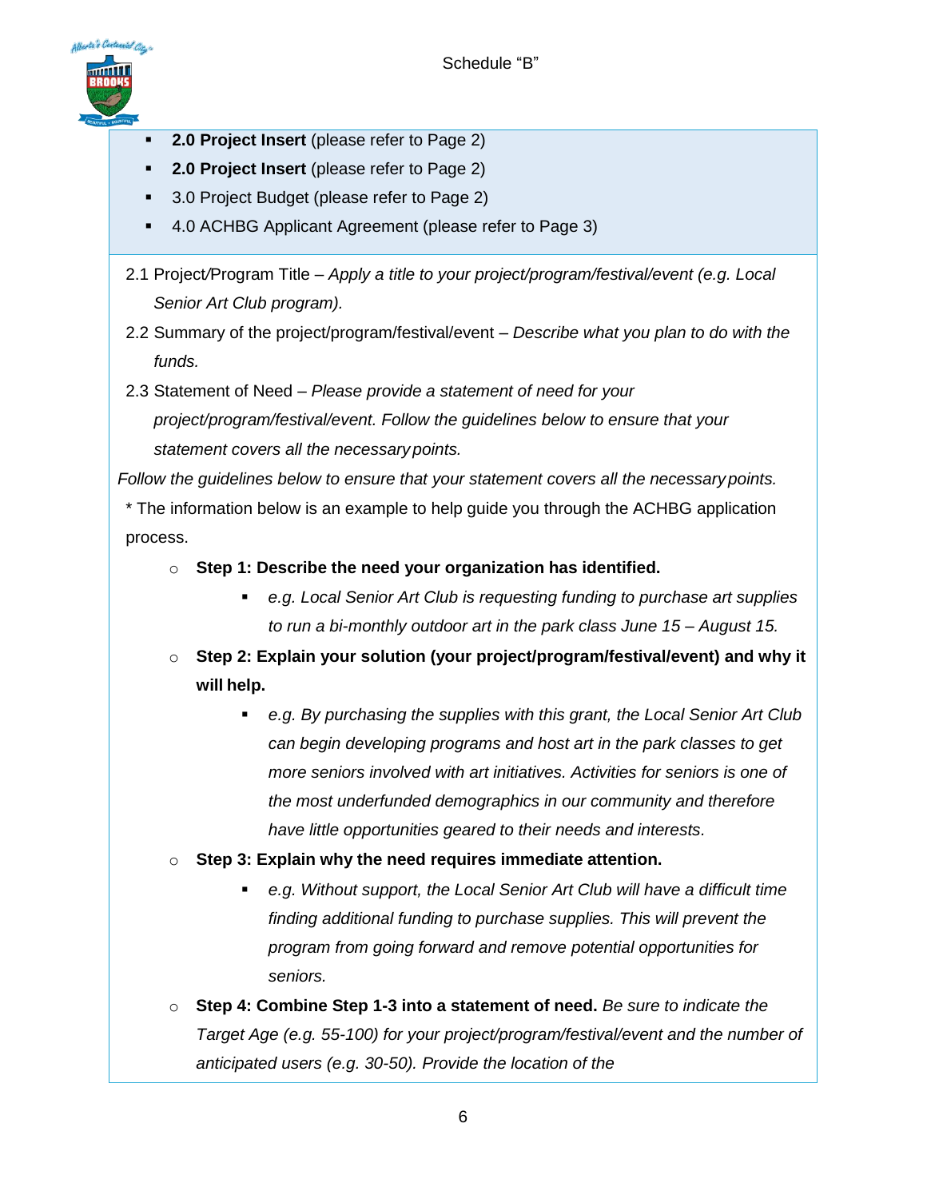Schedule "B"

- **2.0 Project Insert** (please refer to Page 2)
- **2.0 Project Insert** (please refer to Page 2)
- 3.0 Project Budget (please refer to Page 2)
- 4.0 ACHBG Applicant Agreement (please refer to Page 3)

2.1 Project/Program Title – *Apply a title to your project/program/festival/event (e.g. Local Senior Art Club program).*

2.2 Summary of the project/program/festival/event – *Describe what you plan to do with the funds.*

2.3 Statement of Need – *Please provide a statement of need for your project/program/festival/event. Follow the guidelines below to ensure that your statement covers all the necessary points.*

*Follow the guidelines below to ensure that your statement covers all the necessary points.*

* The information below is an example to help guide you through the ACHBG application process.

- **Step 1: Describe the need your organization has identified.**
  - *e.g. Local Senior Art Club is requesting funding to purchase art supplies to run a bi-monthly outdoor art in the park class June 15 – August 15.*
- **Step 2: Explain your solution (your project/program/festival/event) and why it will help.**
  - *e.g. By purchasing the supplies with this grant, the Local Senior Art Club can begin developing programs and host art in the park classes to get more seniors involved with art initiatives. Activities for seniors is one of the most underfunded demographics in our community and therefore have little opportunities geared to their needs and interests.*
- **Step 3: Explain why the need requires immediate attention.**
  - *e.g. Without support, the Local Senior Art Club will have a difficult time finding additional funding to purchase supplies. This will prevent the program from going forward and remove potential opportunities for seniors.*
- **Step 4: Combine Step 1-3 into a statement of need.** *Be sure to indicate the Target Age (e.g. 55-100) for your project/program/festival/event and the number of anticipated users (e.g. 30-50). Provide the location of the*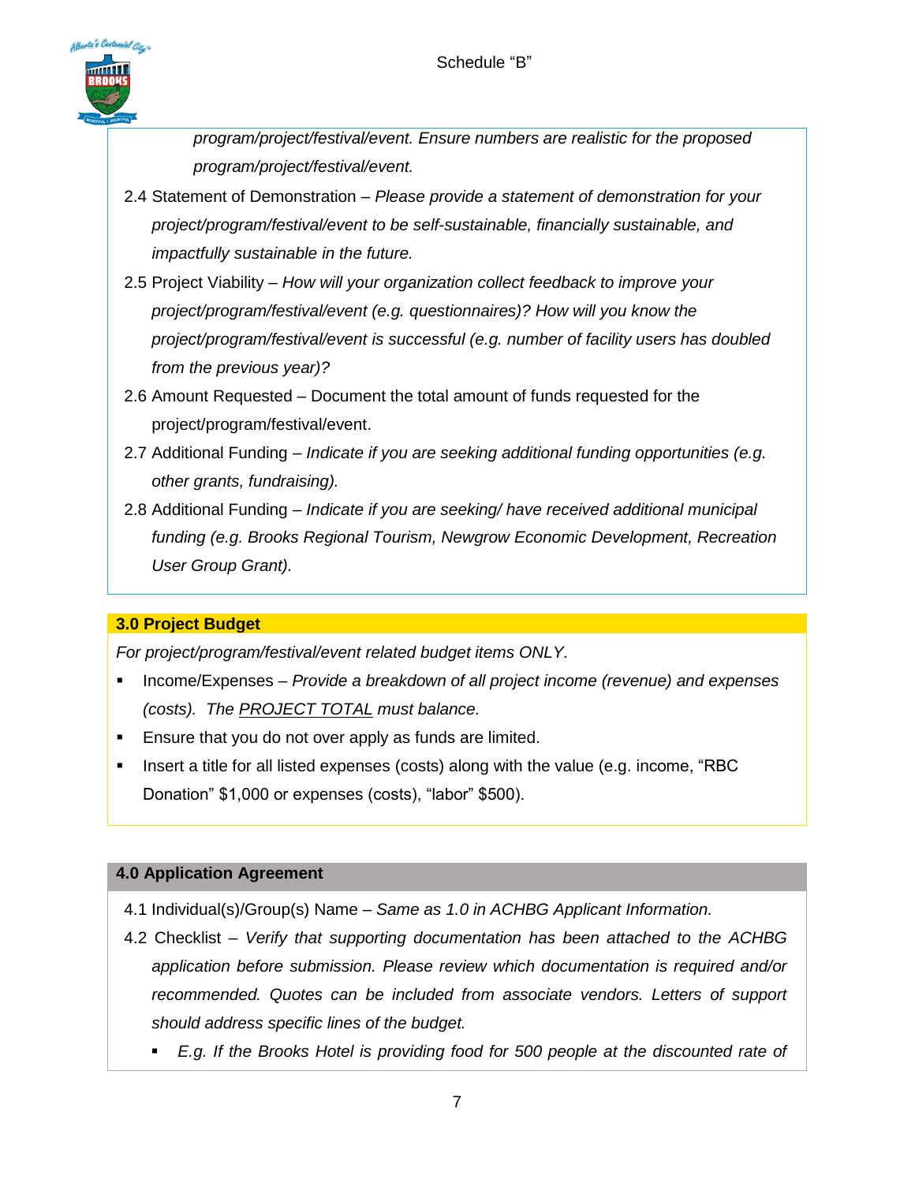*program/project/festival/event. Ensure numbers are realistic for the proposed program/project/festival/event.*

2.4 Statement of Demonstration – *Please provide a statement of demonstration for your project/program/festival/event to be self-sustainable, financially sustainable, and impactfully sustainable in the future.*

2.5 Project Viability – *How will your organization collect feedback to improve your project/program/festival/event (e.g. questionnaires)? How will you know the project/program/festival/event is successful (e.g. number of facility users has doubled from the previous year)?*

2.6 Amount Requested – Document the total amount of funds requested for the project/program/festival/event.

2.7 Additional Funding – *Indicate if you are seeking additional funding opportunities (e.g. other grants, fundraising).*

2.8 Additional Funding – *Indicate if you are seeking/ have received additional municipal funding (e.g. Brooks Regional Tourism, Newgrow Economic Development, Recreation User Group Grant).*

## 3.0 Project Budget

*For project/program/festival/event related budget items ONLY.*

- Income/Expenses – *Provide a breakdown of all project income (revenue) and expenses (costs). The PROJECT TOTAL must balance.*
- Ensure that you do not over apply as funds are limited.
- Insert a title for all listed expenses (costs) along with the value (e.g. income, “RBC Donation” $1,000 or expenses (costs), “labor” $500).

## 4.0 Application Agreement

4.1 Individual(s)/Group(s) Name – *Same as 1.0 in ACHBG Applicant Information.*

4.2 Checklist – *Verify that supporting documentation has been attached to the ACHBG application before submission. Please review which documentation is required and/or recommended. Quotes can be included from associate vendors. Letters of support should address specific lines of the budget.*

- *E.g. If the Brooks Hotel is providing food for 500 people at the discounted rate of*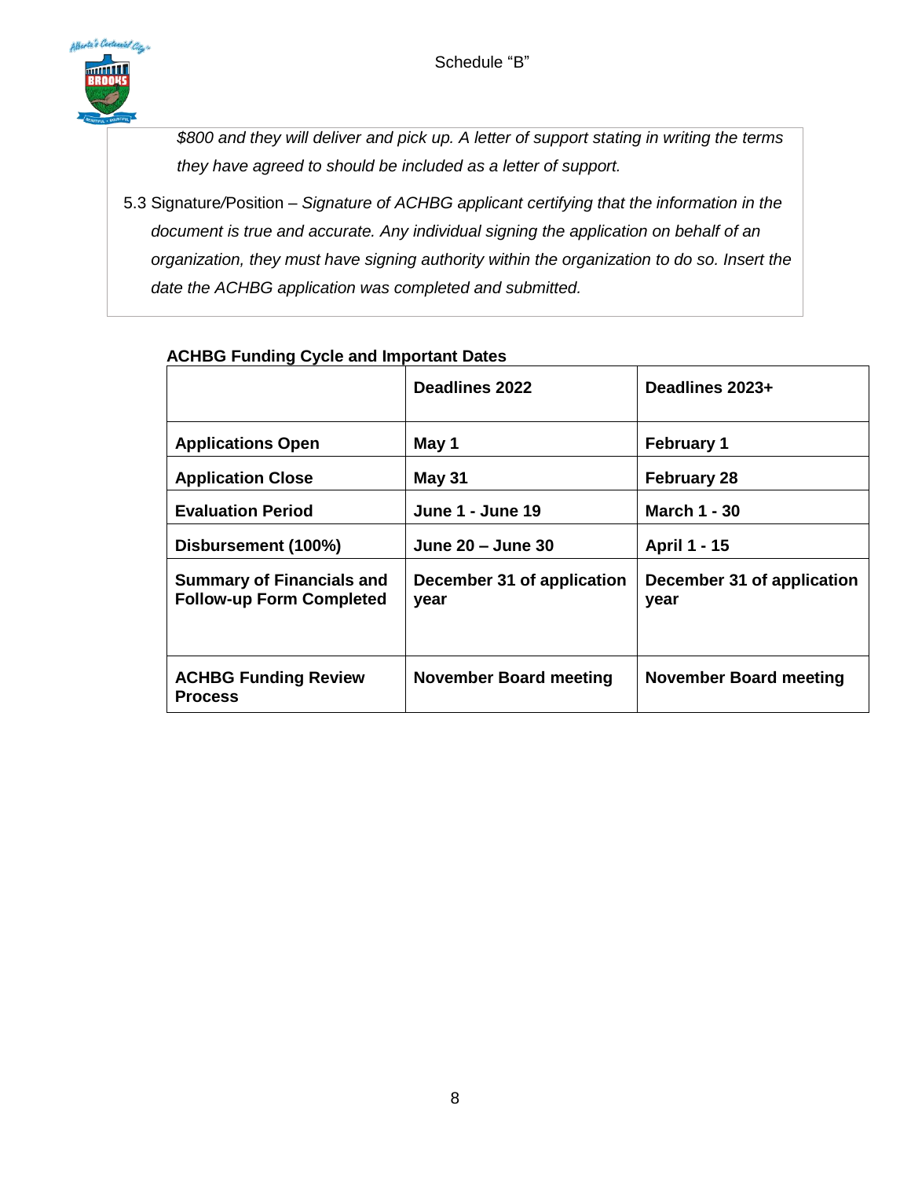*$800 and they will deliver and pick up. A letter of support stating in writing the terms they have agreed to should be included as a letter of support.*

5.3 Signature/Position – *Signature of ACHBG applicant certifying that the information in the document is true and accurate. Any individual signing the application on behalf of an organization, they must have signing authority within the organization to do so. Insert the date the ACHBG application was completed and submitted.*

**ACHBG Funding Cycle and Important Dates**

| | **Deadlines 2022** | **Deadlines 2023+** |
|---|---|---|
| **Applications Open** | **May 1** | **February 1** |
| **Application Close** | **May 31** | **February 28** |
| **Evaluation Period** | **June 1 - June 19** | **March 1 - 30** |
| **Disbursement (100%)** | **June 20 – June 30** | **April 1 - 15** |
| **Summary of Financials and Follow-up Form Completed** | **December 31 of application year** | **December 31 of application year** |
| **ACHBG Funding Review Process** | **November Board meeting** | **November Board meeting** |